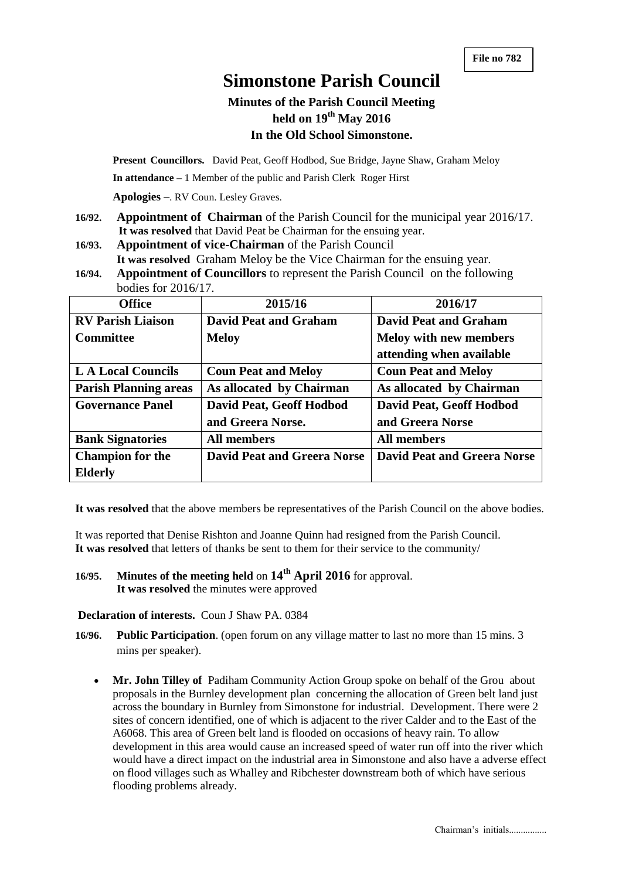File no 782

# Simonstone Parish Council

## Minutes of the Parish Council Meeting held on 19th May 2016 In the Old School Simonstone.

**Present Councillors.** David Peat, Geoff Hodbod, Sue Bridge, Jayne Shaw, Graham Meloy

**In attendance –** 1 Member of the public and Parish Clerk Roger Hirst

**Apologies –**. RV Coun. Lesley Graves.

**16/92. Appointment of Chairman** of the Parish Council for the municipal year 2016/17.
**It was resolved** that David Peat be Chairman for the ensuing year.

**16/93. Appointment of vice-Chairman** of the Parish Council
**It was resolved** Graham Meloy be the Vice Chairman for the ensuing year.

**16/94. Appointment of Councillors** to represent the Parish Council on the following bodies for 2016/17.

| Office | 2015/16 | 2016/17 |
|---|---|---|
| **RV Parish Liaison Committee** | **David Peat and Graham Meloy** | **David Peat and Graham Meloy with new members attending when available** |
| **L A Local Councils** | **Coun Peat and Meloy** | **Coun Peat and Meloy** |
| **Parish Planning areas** | **As allocated by Chairman** | **As allocated by Chairman** |
| **Governance Panel** | **David Peat, Geoff Hodbod and Greera Norse.** | **David Peat, Geoff Hodbod and Greera Norse** |
| **Bank Signatories** | **All members** | **All members** |
| **Champion for the Elderly** | **David Peat and Greera Norse** | **David Peat and Greera Norse** |

**It was resolved** that the above members be representatives of the Parish Council on the above bodies.

It was reported that Denise Rishton and Joanne Quinn had resigned from the Parish Council.
**It was resolved** that letters of thanks be sent to them for their service to the community/

**16/95. Minutes of the meeting held** on **14th April 2016** for approval.
**It was resolved** the minutes were approved

**Declaration of interests.** Coun J Shaw PA. 0384

**16/96. Public Participation**. (open forum on any village matter to last no more than 15 mins. 3 mins per speaker).

- **Mr. John Tilley of** Padiham Community Action Group spoke on behalf of the Grou about proposals in the Burnley development plan concerning the allocation of Green belt land just across the boundary in Burnley from Simonstone for industrial. Development. There were 2 sites of concern identified, one of which is adjacent to the river Calder and to the East of the A6068. This area of Green belt land is flooded on occasions of heavy rain. To allow development in this area would cause an increased speed of water run off into the river which would have a direct impact on the industrial area in Simonstone and also have a adverse effect on flood villages such as Whalley and Ribchester downstream both of which have serious flooding problems already.

Chairman's initials................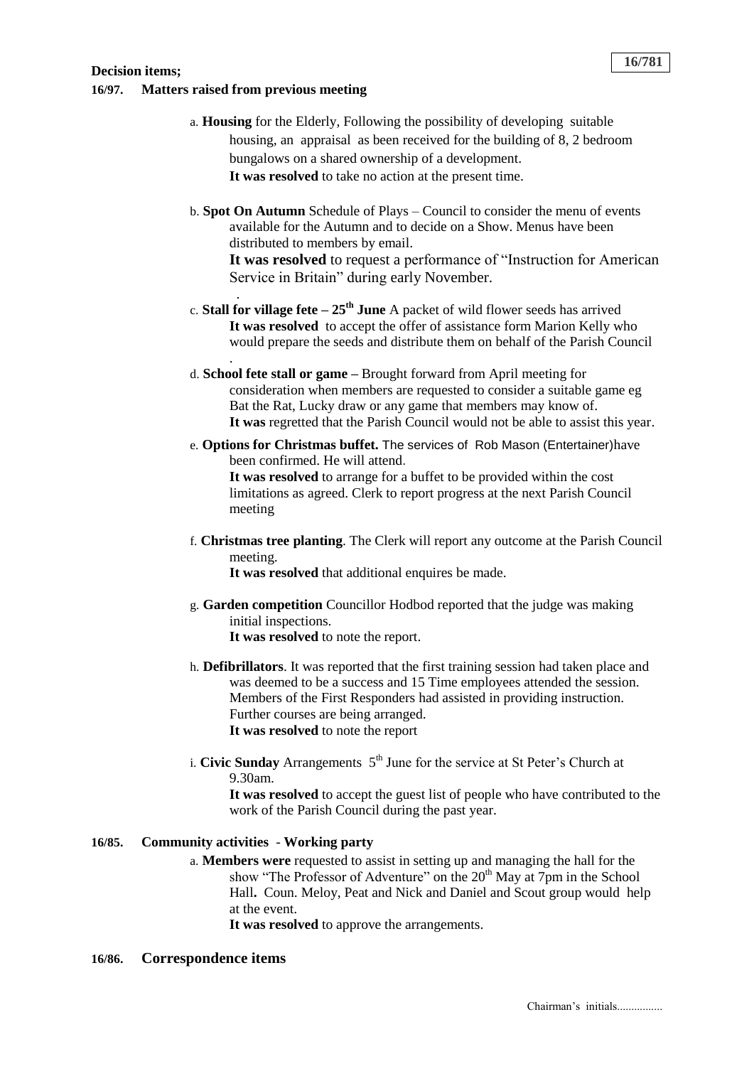**Decision items;**

### 16/97. Matters raised from previous meeting

a. **Housing** for the Elderly, Following the possibility of developing suitable housing, an appraisal as been received for the building of 8, 2 bedroom bungalows on a shared ownership of a development.
**It was resolved** to take no action at the present time.

b. **Spot On Autumn** Schedule of Plays – Council to consider the menu of events available for the Autumn and to decide on a Show. Menus have been distributed to members by email.
**It was resolved** to request a performance of "Instruction for American Service in Britain" during early November.

c. **Stall for village fete – 25th June** A packet of wild flower seeds has arrived
**It was resolved** to accept the offer of assistance form Marion Kelly who would prepare the seeds and distribute them on behalf of the Parish Council

d. **School fete stall or game –** Brought forward from April meeting for consideration when members are requested to consider a suitable game eg Bat the Rat, Lucky draw or any game that members may know of.
**It was** regretted that the Parish Council would not be able to assist this year.

e. **Options for Christmas buffet.** The services of Rob Mason (Entertainer)have been confirmed. He will attend.
**It was resolved** to arrange for a buffet to be provided within the cost limitations as agreed. Clerk to report progress at the next Parish Council meeting

f. **Christmas tree planting**. The Clerk will report any outcome at the Parish Council meeting.
**It was resolved** that additional enquires be made.

g. **Garden competition** Councillor Hodbod reported that the judge was making initial inspections.
**It was resolved** to note the report.

h. **Defibrillators**. It was reported that the first training session had taken place and was deemed to be a success and 15 Time employees attended the session. Members of the First Responders had assisted in providing instruction. Further courses are being arranged.
**It was resolved** to note the report

i. **Civic Sunday** Arrangements 5th June for the service at St Peter's Church at 9.30am.
**It was resolved** to accept the guest list of people who have contributed to the work of the Parish Council during the past year.

### 16/85. Community activities - Working party

a. **Members were** requested to assist in setting up and managing the hall for the show "The Professor of Adventure" on the 20th May at 7pm in the School Hall**.** Coun. Meloy, Peat and Nick and Daniel and Scout group would help at the event.
**It was resolved** to approve the arrangements.

### 16/86. Correspondence items

Chairman's initials................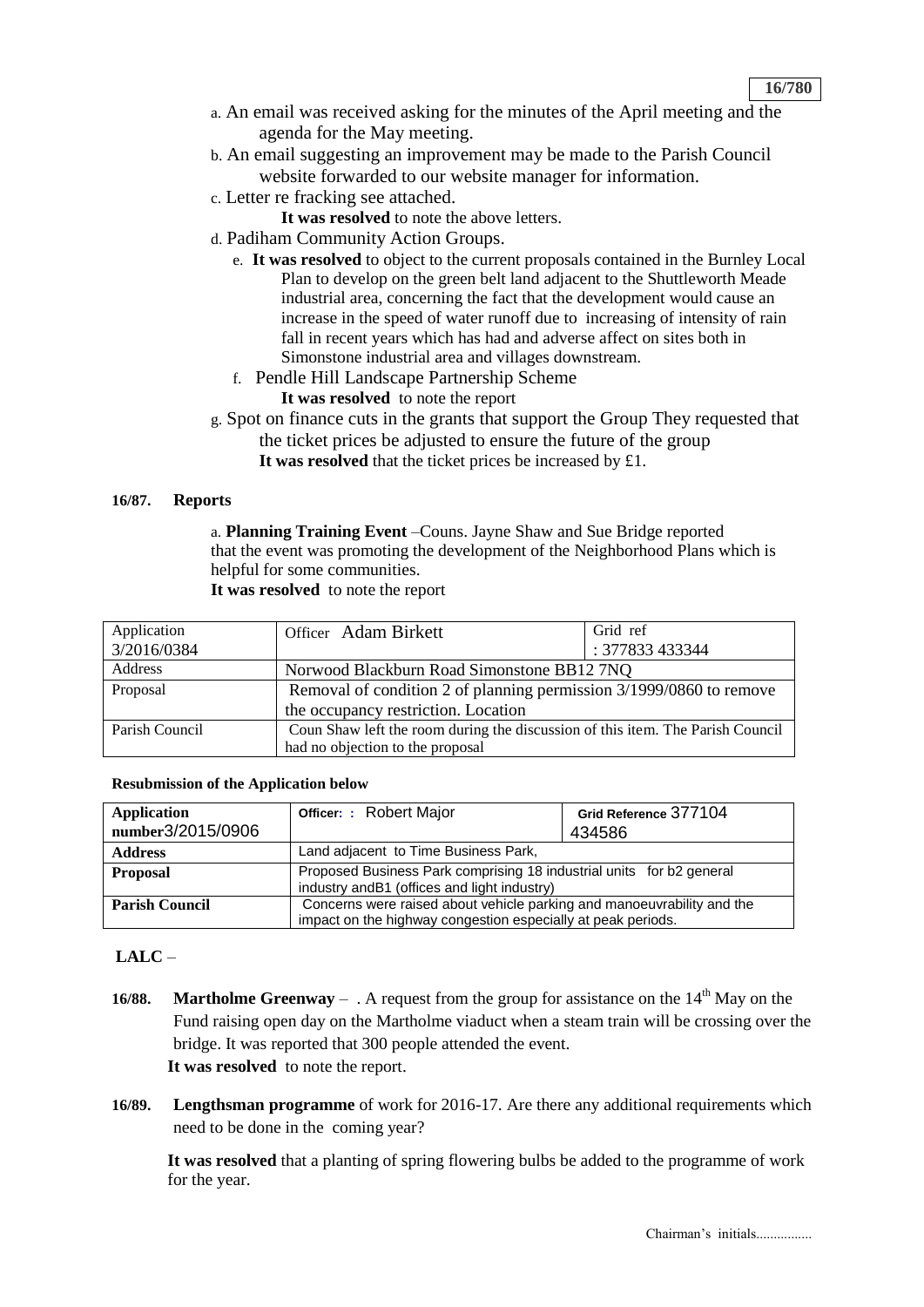a. An email was received asking for the minutes of the April meeting and the agenda for the May meeting.

b. An email suggesting an improvement may be made to the Parish Council website forwarded to our website manager for information.

c. Letter re fracking see attached.

**It was resolved** to note the above letters.

d. Padiham Community Action Groups.

e. **It was resolved** to object to the current proposals contained in the Burnley Local Plan to develop on the green belt land adjacent to the Shuttleworth Meade industrial area, concerning the fact that the development would cause an increase in the speed of water runoff due to increasing of intensity of rain fall in recent years which has had and adverse affect on sites both in Simonstone industrial area and villages downstream.

f. Pendle Hill Landscape Partnership Scheme

**It was resolved** to note the report

g. Spot on finance cuts in the grants that support the Group They requested that the ticket prices be adjusted to ensure the future of the group

**It was resolved** that the ticket prices be increased by £1.

**16/87. Reports**

a. **Planning Training Event** –Couns. Jayne Shaw and Sue Bridge reported that the event was promoting the development of the Neighborhood Plans which is helpful for some communities.

**It was resolved** to note the report

| Application 3/2016/0384 | Officer Adam Birkett | Grid ref : 377833 433344 |
|---|---|---|
| Address | Norwood Blackburn Road Simonstone BB12 7NQ | |
| Proposal | Removal of condition 2 of planning permission 3/1999/0860 to remove the occupancy restriction. Location | |
| Parish Council | Coun Shaw left the room during the discussion of this item. The Parish Council had no objection to the proposal | |

**Resubmission of the Application below**

| **Application number**3/2015/0906 | **Officer: :** Robert Major | **Grid Reference** 377104 434586 |
|---|---|---|
| **Address** | Land adjacent to Time Business Park, | |
| **Proposal** | Proposed Business Park comprising 18 industrial units for b2 general industry andB1 (offices and light industry) | |
| **Parish Council** | Concerns were raised about vehicle parking and manoeuvrability and the impact on the highway congestion especially at peak periods. | |

**LALC** –

**16/88. Martholme Greenway** – . A request from the group for assistance on the 14th May on the Fund raising open day on the Martholme viaduct when a steam train will be crossing over the bridge. It was reported that 300 people attended the event.

**It was resolved** to note the report.

**16/89. Lengthsman programme** of work for 2016-17. Are there any additional requirements which need to be done in the coming year?

**It was resolved** that a planting of spring flowering bulbs be added to the programme of work for the year.

Chairman's initials................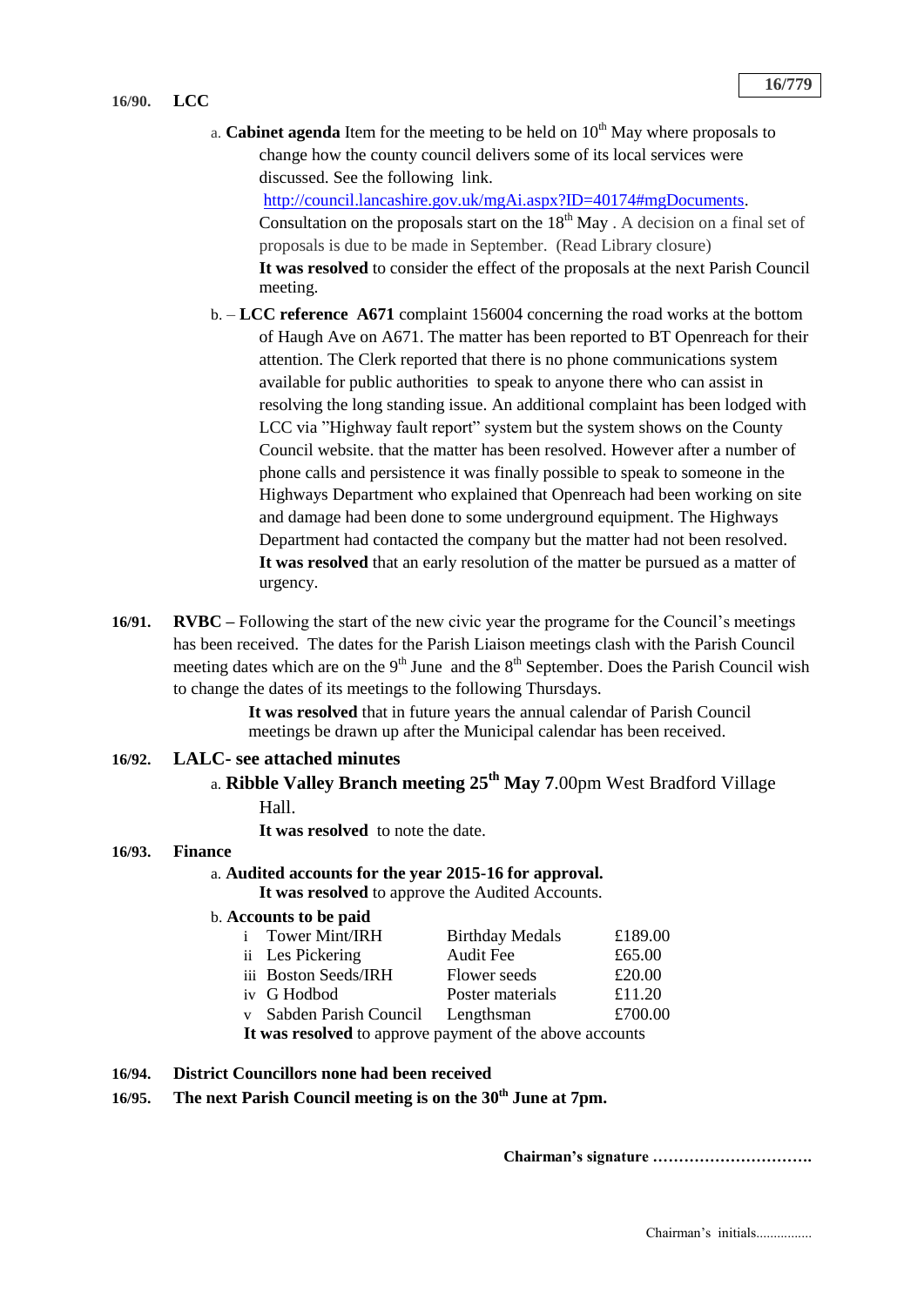**16/90. LCC**

a. **Cabinet agenda** Item for the meeting to be held on 10th May where proposals to change how the county council delivers some of its local services were discussed. See the following link.
http://council.lancashire.gov.uk/mgAi.aspx?ID=40174#mgDocuments.
Consultation on the proposals start on the 18th May . A decision on a final set of proposals is due to be made in September. (Read Library closure)
**It was resolved** to consider the effect of the proposals at the next Parish Council meeting.

b. – **LCC reference A671** complaint 156004 concerning the road works at the bottom of Haugh Ave on A671. The matter has been reported to BT Openreach for their attention. The Clerk reported that there is no phone communications system available for public authorities to speak to anyone there who can assist in resolving the long standing issue. An additional complaint has been lodged with LCC via "Highway fault report" system but the system shows on the County Council website. that the matter has been resolved. However after a number of phone calls and persistence it was finally possible to speak to someone in the Highways Department who explained that Openreach had been working on site and damage had been done to some underground equipment. The Highways Department had contacted the company but the matter had not been resolved.
**It was resolved** that an early resolution of the matter be pursued as a matter of urgency.

**16/91. RVBC –** Following the start of the new civic year the programe for the Council's meetings has been received. The dates for the Parish Liaison meetings clash with the Parish Council meeting dates which are on the 9th June and the 8th September. Does the Parish Council wish to change the dates of its meetings to the following Thursdays.

**It was resolved** that in future years the annual calendar of Parish Council meetings be drawn up after the Municipal calendar has been received.

**16/92. LALC- see attached minutes**

a. **Ribble Valley Branch meeting 25th May 7**.00pm West Bradford Village Hall.
**It was resolved** to note the date.

**16/93. Finance**

a. **Audited accounts for the year 2015-16 for approval.**
**It was resolved** to approve the Audited Accounts.

b. **Accounts to be paid**

| | | | |
|---|---|---|---|
| i | Tower Mint/IRH | Birthday Medals | £189.00 |
| ii | Les Pickering | Audit Fee | £65.00 |
| iii | Boston Seeds/IRH | Flower seeds | £20.00 |
| iv | G Hodbod | Poster materials | £11.20 |
| v | Sabden Parish Council | Lengthsman | £700.00 |

**It was resolved** to approve payment of the above accounts

**16/94. District Councillors none had been received**

**16/95. The next Parish Council meeting is on the 30th June at 7pm.**

**Chairman's signature ………………………….**

Chairman's initials................